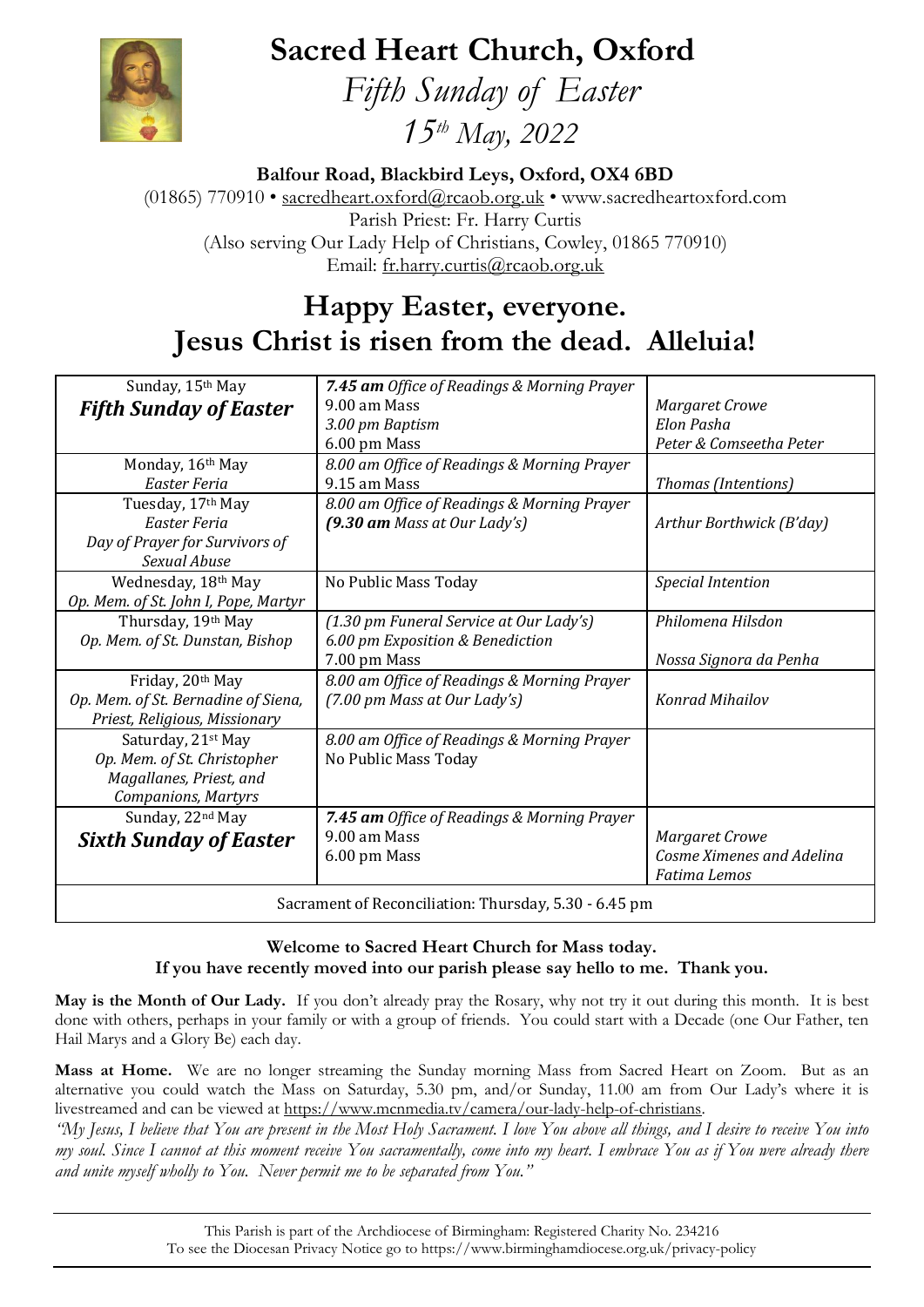# Sacred Heart Church, Oxford

*Fifth Sunday of Easter*

*15th May, 2022*

**Balfour Road, Blackbird Leys, Oxford, OX4 6BD**

(01865) 770910 • sacredheart.oxford@rcaob.org.uk • www.sacredheartoxford.com

Parish Priest: Fr. Harry Curtis

(Also serving Our Lady Help of Christians, Cowley, 01865 770910)

Email: fr.harry.curtis@rcaob.org.uk

## Happy Easter, everyone. Jesus Christ is risen from the dead. Alleluia!

| Day | Services | Intentions |
|---|---|---|
| Sunday, 15th May<br>***Fifth Sunday of Easter*** | ***7.45 am** Office of Readings & Morning Prayer*<br>9.00 am Mass<br>*3.00 pm Baptism*<br>6.00 pm Mass | <br>*Margaret Crowe*<br>*Elon Pasha*<br>*Peter & Comseetha Peter* |
| Monday, 16th May<br>*Easter Feria* | *8.00 am Office of Readings & Morning Prayer*<br>9.15 am Mass | <br>*Thomas (Intentions)* |
| Tuesday, 17th May<br>*Easter Feria*<br>*Day of Prayer for Survivors of Sexual Abuse* | *8.00 am Office of Readings & Morning Prayer*<br>*(**9.30 am** Mass at Our Lady's)* | *Arthur Borthwick (B'day)* |
| Wednesday, 18th May<br>*Op. Mem. of St. John I, Pope, Martyr* | No Public Mass Today | *Special Intention* |
| Thursday, 19th May<br>*Op. Mem. of St. Dunstan, Bishop* | *(1.30 pm Funeral Service at Our Lady's)*<br>*6.00 pm Exposition & Benediction*<br>7.00 pm Mass | *Philomena Hilsdon*<br><br>*Nossa Signora da Penha* |
| Friday, 20th May<br>*Op. Mem. of St. Bernadine of Siena, Priest, Religious, Missionary* | *8.00 am Office of Readings & Morning Prayer*<br>*(7.00 pm Mass at Our Lady's)* | *Konrad Mihailov* |
| Saturday, 21st May<br>*Op. Mem. of St. Christopher Magallanes, Priest, and Companions, Martyrs* | *8.00 am Office of Readings & Morning Prayer*<br>No Public Mass Today | |
| Sunday, 22nd May<br>***Sixth Sunday of Easter*** | ***7.45 am** Office of Readings & Morning Prayer*<br>9.00 am Mass<br>6.00 pm Mass | <br>*Margaret Crowe*<br>*Cosme Ximenes and Adelina Fatima Lemos* |
| Sacrament of Reconciliation: Thursday, 5.30 - 6.45 pm | | |

**Welcome to Sacred Heart Church for Mass today.**
**If you have recently moved into our parish please say hello to me. Thank you.**

**May is the Month of Our Lady.** If you don't already pray the Rosary, why not try it out during this month. It is best done with others, perhaps in your family or with a group of friends. You could start with a Decade (one Our Father, ten Hail Marys and a Glory Be) each day.

**Mass at Home.** We are no longer streaming the Sunday morning Mass from Sacred Heart on Zoom. But as an alternative you could watch the Mass on Saturday, 5.30 pm, and/or Sunday, 11.00 am from Our Lady's where it is livestreamed and can be viewed at https://www.mcnmedia.tv/camera/our-lady-help-of-christians.

*"My Jesus, I believe that You are present in the Most Holy Sacrament. I love You above all things, and I desire to receive You into my soul. Since I cannot at this moment receive You sacramentally, come into my heart. I embrace You as if You were already there and unite myself wholly to You. Never permit me to be separated from You."*

This Parish is part of the Archdiocese of Birmingham: Registered Charity No. 234216
To see the Diocesan Privacy Notice go to https://www.birminghamdiocese.org.uk/privacy-policy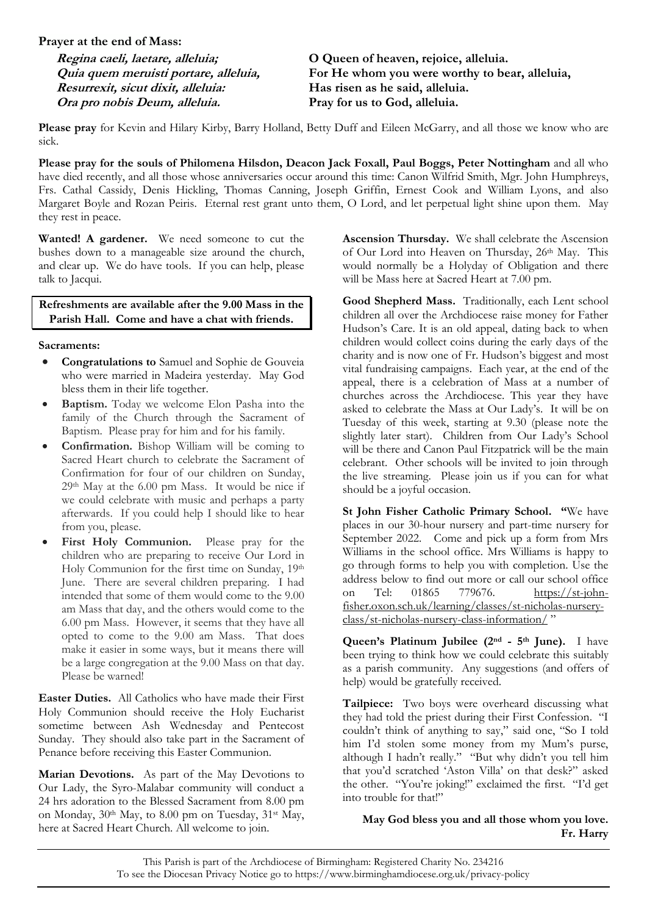**Prayer at the end of Mass:**

| | |
|---|---|
| ***Regina caeli, laetare, alleluia;*** | **O Queen of heaven, rejoice, alleluia.** |
| ***Quia quem meruisti portare, alleluia,*** | **For He whom you were worthy to bear, alleluia,** |
| ***Resurrexit, sicut dixit, alleluia:*** | **Has risen as he said, alleluia.** |
| ***Ora pro nobis Deum, alleluia.*** | **Pray for us to God, alleluia.** |

**Please pray** for Kevin and Hilary Kirby, Barry Holland, Betty Duff and Eileen McGarry, and all those we know who are sick.

**Please pray for the souls of Philomena Hilsdon, Deacon Jack Foxall, Paul Boggs, Peter Nottingham** and all who have died recently, and all those whose anniversaries occur around this time: Canon Wilfrid Smith, Mgr. John Humphreys, Frs. Cathal Cassidy, Denis Hickling, Thomas Canning, Joseph Griffin, Ernest Cook and William Lyons, and also Margaret Boyle and Rozan Peiris. Eternal rest grant unto them, O Lord, and let perpetual light shine upon them. May they rest in peace.

**Wanted! A gardener.** We need someone to cut the bushes down to a manageable size around the church, and clear up. We do have tools. If you can help, please talk to Jacqui.

**Refreshments are available after the 9.00 Mass in the Parish Hall. Come and have a chat with friends.**

**Sacraments:**

- **Congratulations to** Samuel and Sophie de Gouveia who were married in Madeira yesterday. May God bless them in their life together.
- **Baptism.** Today we welcome Elon Pasha into the family of the Church through the Sacrament of Baptism. Please pray for him and for his family.
- **Confirmation.** Bishop William will be coming to Sacred Heart church to celebrate the Sacrament of Confirmation for four of our children on Sunday, 29th May at the 6.00 pm Mass. It would be nice if we could celebrate with music and perhaps a party afterwards. If you could help I should like to hear from you, please.
- **First Holy Communion.** Please pray for the children who are preparing to receive Our Lord in Holy Communion for the first time on Sunday, 19th June. There are several children preparing. I had intended that some of them would come to the 9.00 am Mass that day, and the others would come to the 6.00 pm Mass. However, it seems that they have all opted to come to the 9.00 am Mass. That does make it easier in some ways, but it means there will be a large congregation at the 9.00 Mass on that day. Please be warned!

**Easter Duties.** All Catholics who have made their First Holy Communion should receive the Holy Eucharist sometime between Ash Wednesday and Pentecost Sunday. They should also take part in the Sacrament of Penance before receiving this Easter Communion.

**Marian Devotions.** As part of the May Devotions to Our Lady, the Syro-Malabar community will conduct a 24 hrs adoration to the Blessed Sacrament from 8.00 pm on Monday, 30th May, to 8.00 pm on Tuesday, 31st May, here at Sacred Heart Church. All welcome to join.

**Ascension Thursday.** We shall celebrate the Ascension of Our Lord into Heaven on Thursday, 26th May. This would normally be a Holyday of Obligation and there will be Mass here at Sacred Heart at 7.00 pm.

**Good Shepherd Mass.** Traditionally, each Lent school children all over the Archdiocese raise money for Father Hudson's Care. It is an old appeal, dating back to when children would collect coins during the early days of the charity and is now one of Fr. Hudson's biggest and most vital fundraising campaigns. Each year, at the end of the appeal, there is a celebration of Mass at a number of churches across the Archdiocese. This year they have asked to celebrate the Mass at Our Lady's. It will be on Tuesday of this week, starting at 9.30 (please note the slightly later start). Children from Our Lady's School will be there and Canon Paul Fitzpatrick will be the main celebrant. Other schools will be invited to join through the live streaming. Please join us if you can for what should be a joyful occasion.

**St John Fisher Catholic Primary School. "**We have places in our 30-hour nursery and part-time nursery for September 2022. Come and pick up a form from Mrs Williams in the school office. Mrs Williams is happy to go through forms to help you with completion. Use the address below to find out more or call our school office on Tel: 01865 779676. https://st-john-fisher.oxon.sch.uk/learning/classes/st-nicholas-nursery-class/st-nicholas-nursery-class-information/ "

**Queen's Platinum Jubilee (2nd - 5th June).** I have been trying to think how we could celebrate this suitably as a parish community. Any suggestions (and offers of help) would be gratefully received.

**Tailpiece:** Two boys were overheard discussing what they had told the priest during their First Confession. "I couldn't think of anything to say," said one, "So I told him I'd stolen some money from my Mum's purse, although I hadn't really." "But why didn't you tell him that you'd scratched 'Aston Villa' on that desk?" asked the other. "You're joking!" exclaimed the first. "I'd get into trouble for that!"

**May God bless you and all those whom you love.**
**Fr. Harry**

This Parish is part of the Archdiocese of Birmingham: Registered Charity No. 234216
To see the Diocesan Privacy Notice go to https://www.birminghamdiocese.org.uk/privacy-policy